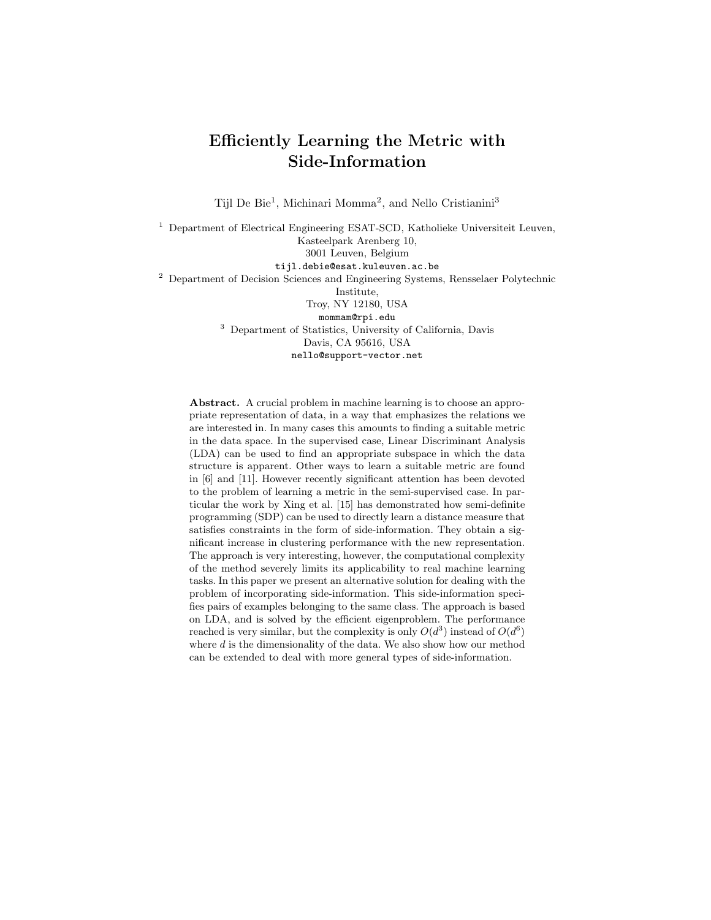# Efficiently Learning the Metric with Side-Information

Tijl De Bie[1], Michinari Momma[2], and Nello Cristianini[3]

[1] Department of Electrical Engineering ESAT-SCD, Katholieke Universiteit Leuven, Kasteelpark Arenberg 10,
3001 Leuven, Belgium
`tijl.debie@esat.kuleuven.ac.be`

[2] Department of Decision Sciences and Engineering Systems, Rensselaer Polytechnic Institute,
Troy, NY 12180, USA
`mommam@rpi.edu`

[3] Department of Statistics, University of California, Davis
Davis, CA 95616, USA
`nello@support-vector.net`

**Abstract.** A crucial problem in machine learning is to choose an appropriate representation of data, in a way that emphasizes the relations we are interested in. In many cases this amounts to finding a suitable metric in the data space. In the supervised case, Linear Discriminant Analysis (LDA) can be used to find an appropriate subspace in which the data structure is apparent. Other ways to learn a suitable metric are found in [6] and [11]. However recently significant attention has been devoted to the problem of learning a metric in the semi-supervised case. In particular the work by Xing et al. [15] has demonstrated how semi-definite programming (SDP) can be used to directly learn a distance measure that satisfies constraints in the form of side-information. They obtain a significant increase in clustering performance with the new representation. The approach is very interesting, however, the computational complexity of the method severely limits its applicability to real machine learning tasks. In this paper we present an alternative solution for dealing with the problem of incorporating side-information. This side-information specifies pairs of examples belonging to the same class. The approach is based on LDA, and is solved by the efficient eigenproblem. The performance reached is very similar, but the complexity is only $O(d^3)$ instead of $O(d^6)$ where $d$ is the dimensionality of the data. We also show how our method can be extended to deal with more general types of side-information.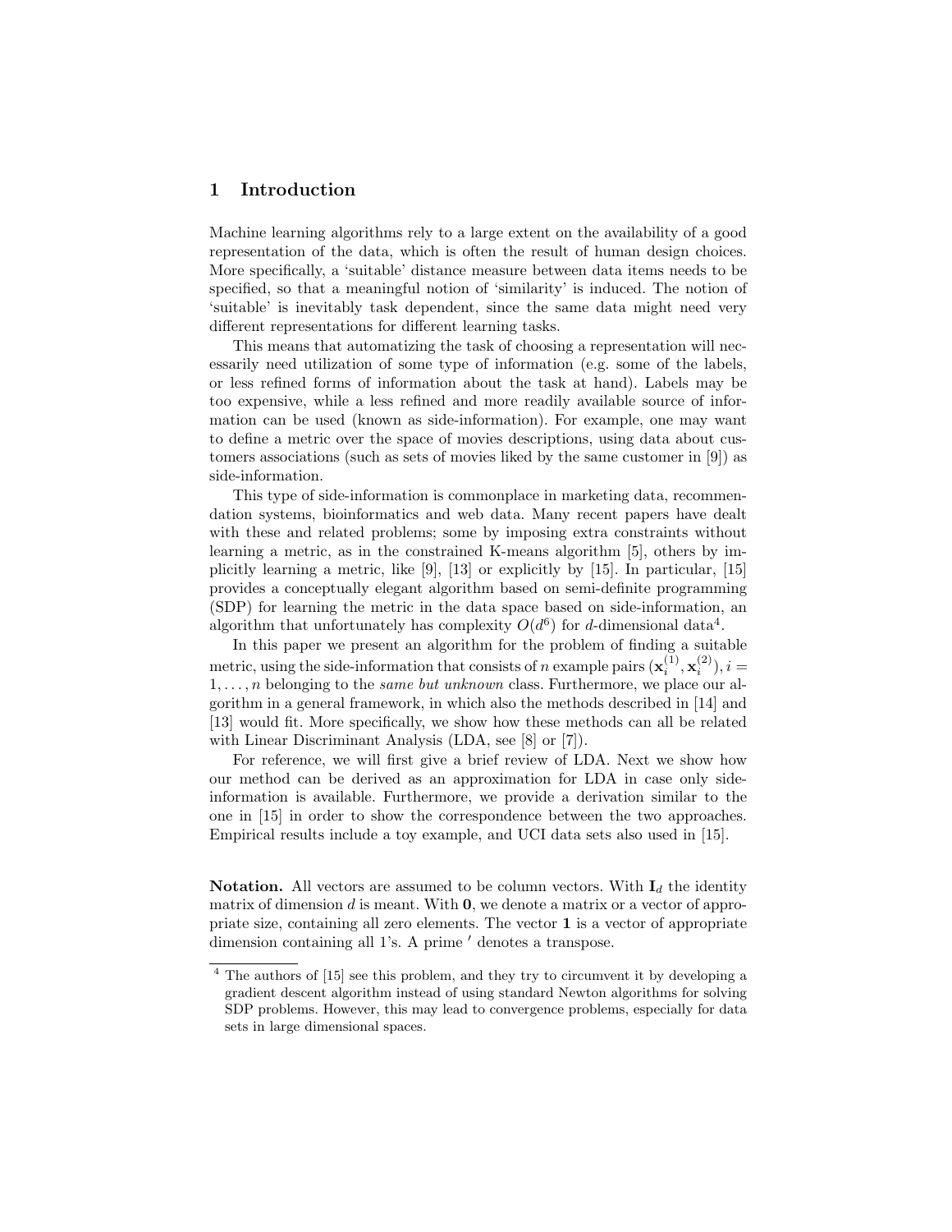## 1 Introduction

Machine learning algorithms rely to a large extent on the availability of a good representation of the data, which is often the result of human design choices. More specifically, a 'suitable' distance measure between data items needs to be specified, so that a meaningful notion of 'similarity' is induced. The notion of 'suitable' is inevitably task dependent, since the same data might need very different representations for different learning tasks.

This means that automatizing the task of choosing a representation will necessarily need utilization of some type of information (e.g. some of the labels, or less refined forms of information about the task at hand). Labels may be too expensive, while a less refined and more readily available source of information can be used (known as side-information). For example, one may want to define a metric over the space of movies descriptions, using data about customers associations (such as sets of movies liked by the same customer in [9]) as side-information.

This type of side-information is commonplace in marketing data, recommendation systems, bioinformatics and web data. Many recent papers have dealt with these and related problems; some by imposing extra constraints without learning a metric, as in the constrained K-means algorithm [5], others by implicitly learning a metric, like [9], [13] or explicitly by [15]. In particular, [15] provides a conceptually elegant algorithm based on semi-definite programming (SDP) for learning the metric in the data space based on side-information, an algorithm that unfortunately has complexity $O(d^6)$ for $d$-dimensional data[4].

In this paper we present an algorithm for the problem of finding a suitable metric, using the side-information that consists of $n$ example pairs $(\mathbf{x}_i^{(1)}, \mathbf{x}_i^{(2)}), i = 1, \ldots, n$ belonging to the *same but unknown* class. Furthermore, we place our algorithm in a general framework, in which also the methods described in [14] and [13] would fit. More specifically, we show how these methods can all be related with Linear Discriminant Analysis (LDA, see [8] or [7]).

For reference, we will first give a brief review of LDA. Next we show how our method can be derived as an approximation for LDA in case only side-information is available. Furthermore, we provide a derivation similar to the one in [15] in order to show the correspondence between the two approaches. Empirical results include a toy example, and UCI data sets also used in [15].

**Notation.** All vectors are assumed to be column vectors. With $\mathbf{I}_d$ the identity matrix of dimension $d$ is meant. With $\mathbf{0}$, we denote a matrix or a vector of appropriate size, containing all zero elements. The vector $\mathbf{1}$ is a vector of appropriate dimension containing all 1's. A prime $'$ denotes a transpose.

[4] The authors of [15] see this problem, and they try to circumvent it by developing a gradient descent algorithm instead of using standard Newton algorithms for solving SDP problems. However, this may lead to convergence problems, especially for data sets in large dimensional spaces.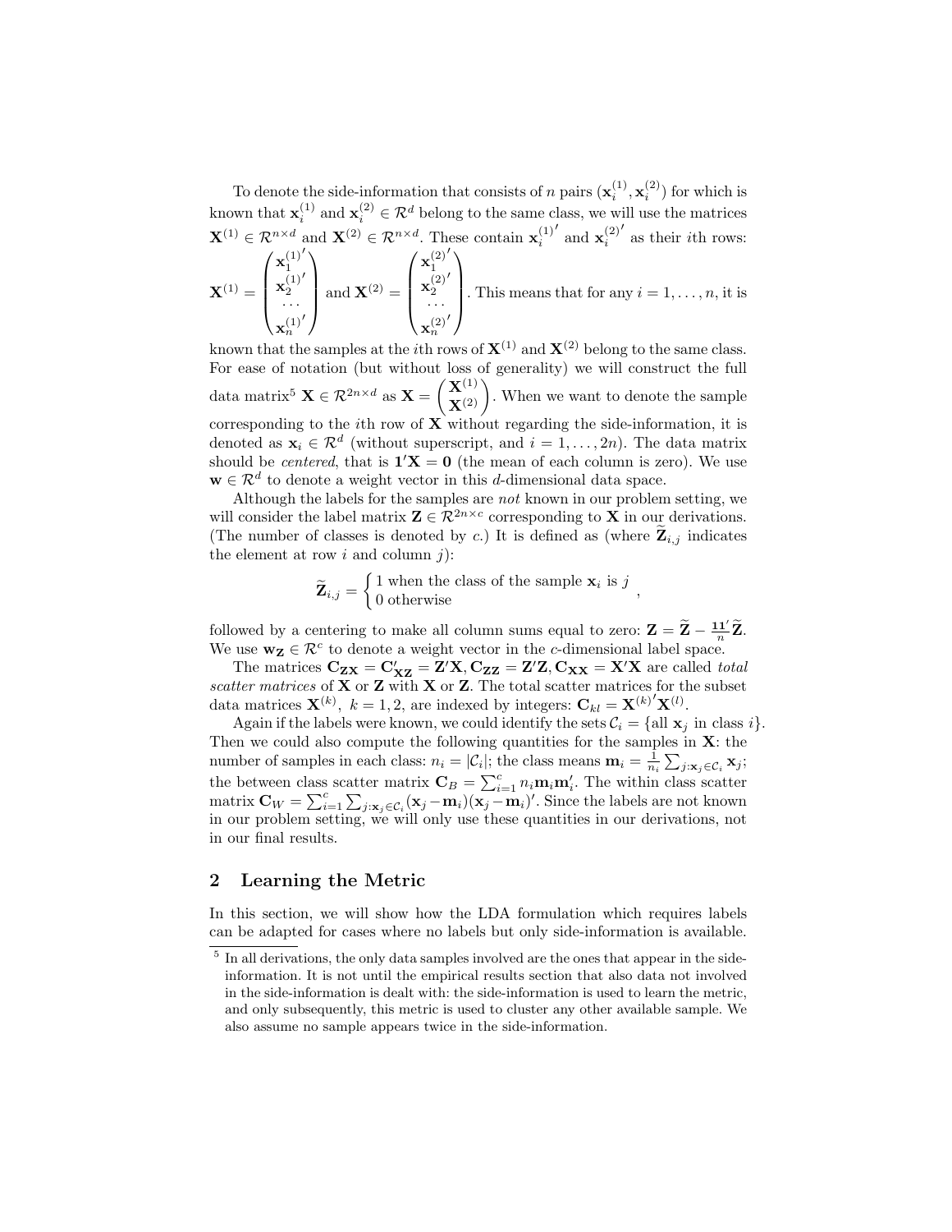To denote the side-information that consists of $n$ pairs $(\mathbf{x}_i^{(1)}, \mathbf{x}_i^{(2)})$ for which is known that $\mathbf{x}_i^{(1)}$ and $\mathbf{x}_i^{(2)} \in \mathcal{R}^d$ belong to the same class, we will use the matrices $\mathbf{X}^{(1)} \in \mathcal{R}^{n \times d}$ and $\mathbf{X}^{(2)} \in \mathcal{R}^{n \times d}$. These contain $\mathbf{x}_i^{(1)'}$ and $\mathbf{x}_i^{(2)'}$ as their $i$th rows: $\mathbf{X}^{(1)} = \begin{pmatrix} \mathbf{x}_1^{(1)'} \\ \mathbf{x}_2^{(1)'} \\ \cdots \\ \mathbf{x}_n^{(1)'} \end{pmatrix}$ and $\mathbf{X}^{(2)} = \begin{pmatrix} \mathbf{x}_1^{(2)'} \\ \mathbf{x}_2^{(2)'} \\ \cdots \\ \mathbf{x}_n^{(2)'} \end{pmatrix}$. This means that for any $i = 1, \ldots, n$, it is known that the samples at the $i$th rows of $\mathbf{X}^{(1)}$ and $\mathbf{X}^{(2)}$ belong to the same class. For ease of notation (but without loss of generality) we will construct the full data matrix[5] $\mathbf{X} \in \mathcal{R}^{2n \times d}$ as $\mathbf{X} = \begin{pmatrix} \mathbf{X}^{(1)} \\ \mathbf{X}^{(2)} \end{pmatrix}$. When we want to denote the sample corresponding to the $i$th row of $\mathbf{X}$ without regarding the side-information, it is denoted as $\mathbf{x}_i \in \mathcal{R}^d$ (without superscript, and $i = 1, \ldots, 2n$). The data matrix should be *centered*, that is $\mathbf{1}'\mathbf{X} = \mathbf{0}$ (the mean of each column is zero). We use $\mathbf{w} \in \mathcal{R}^d$ to denote a weight vector in this $d$-dimensional data space.

Although the labels for the samples are *not* known in our problem setting, we will consider the label matrix $\mathbf{Z} \in \mathcal{R}^{2n \times c}$ corresponding to $\mathbf{X}$ in our derivations. (The number of classes is denoted by $c$.) It is defined as (where $\widetilde{\mathbf{Z}}_{i,j}$ indicates the element at row $i$ and column $j$):

$$\widetilde{\mathbf{Z}}_{i,j} = \begin{cases} 1 \text{ when the class of the sample } \mathbf{x}_i \text{ is } j \\ 0 \text{ otherwise} \end{cases},$$

followed by a centering to make all column sums equal to zero: $\mathbf{Z} = \widetilde{\mathbf{Z}} - \frac{\mathbf{1}\mathbf{1}'}{n}\widetilde{\mathbf{Z}}$. We use $\mathbf{w_Z} \in \mathcal{R}^c$ to denote a weight vector in the $c$-dimensional label space.

The matrices $\mathbf{C_{ZX}} = \mathbf{C}'_{\mathbf{XZ}} = \mathbf{Z}'\mathbf{X}, \mathbf{C_{ZZ}} = \mathbf{Z}'\mathbf{Z}, \mathbf{C_{XX}} = \mathbf{X}'\mathbf{X}$ are called *total scatter matrices* of $\mathbf{X}$ or $\mathbf{Z}$ with $\mathbf{X}$ or $\mathbf{Z}$. The total scatter matrices for the subset data matrices $\mathbf{X}^{(k)},\ k = 1, 2$, are indexed by integers: $\mathbf{C}_{kl} = \mathbf{X}^{(k)'}\mathbf{X}^{(l)}$.

Again if the labels were known, we could identify the sets $\mathcal{C}_i = \{\text{all } \mathbf{x}_j \text{ in class } i\}$. Then we could also compute the following quantities for the samples in $\mathbf{X}$: the number of samples in each class: $n_i = |\mathcal{C}_i|$; the class means $\mathbf{m}_i = \frac{1}{n_i}\sum_{j:\mathbf{x}_j \in \mathcal{C}_i} \mathbf{x}_j$; the between class scatter matrix $\mathbf{C}_B = \sum_{i=1}^{c} n_i \mathbf{m}_i \mathbf{m}_i'$. The within class scatter matrix $\mathbf{C}_W = \sum_{i=1}^{c} \sum_{j:\mathbf{x}_j \in \mathcal{C}_i} (\mathbf{x}_j - \mathbf{m}_i)(\mathbf{x}_j - \mathbf{m}_i)'$. Since the labels are not known in our problem setting, we will only use these quantities in our derivations, not in our final results.

## 2 Learning the Metric

In this section, we will show how the LDA formulation which requires labels can be adapted for cases where no labels but only side-information is available.

[5] In all derivations, the only data samples involved are the ones that appear in the side-information. It is not until the empirical results section that also data not involved in the side-information is dealt with: the side-information is used to learn the metric, and only subsequently, this metric is used to cluster any other available sample. We also assume no sample appears twice in the side-information.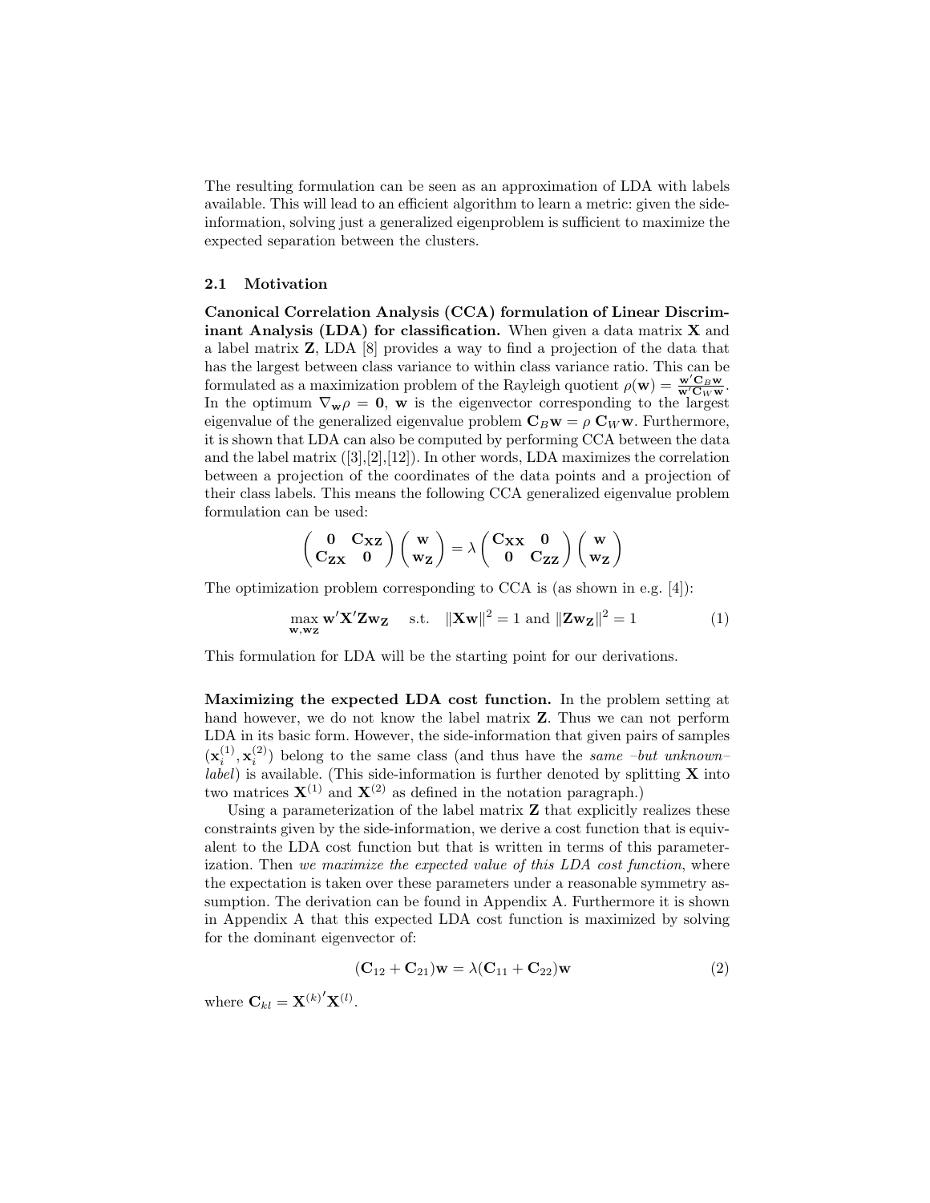The resulting formulation can be seen as an approximation of LDA with labels available. This will lead to an efficient algorithm to learn a metric: given the side-information, solving just a generalized eigenproblem is sufficient to maximize the expected separation between the clusters.

### 2.1 Motivation

**Canonical Correlation Analysis (CCA) formulation of Linear Discriminant Analysis (LDA) for classification.** When given a data matrix $\mathbf{X}$ and a label matrix $\mathbf{Z}$, LDA [8] provides a way to find a projection of the data that has the largest between class variance to within class variance ratio. This can be formulated as a maximization problem of the Rayleigh quotient $\rho(\mathbf{w}) = \frac{\mathbf{w}'\mathbf{C}_B\mathbf{w}}{\mathbf{w}'\mathbf{C}_W\mathbf{w}}$. In the optimum $\nabla_{\mathbf{w}}\rho = \mathbf{0}$, $\mathbf{w}$ is the eigenvector corresponding to the largest eigenvalue of the generalized eigenvalue problem $\mathbf{C}_B\mathbf{w} = \rho\,\mathbf{C}_W\mathbf{w}$. Furthermore, it is shown that LDA can also be computed by performing CCA between the data and the label matrix ([3],[2],[12]). In other words, LDA maximizes the correlation between a projection of the coordinates of the data points and a projection of their class labels. This means the following CCA generalized eigenvalue problem formulation can be used:

$$\begin{pmatrix} \mathbf{0} & \mathbf{C_{XZ}} \\ \mathbf{C_{ZX}} & \mathbf{0} \end{pmatrix} \begin{pmatrix} \mathbf{w} \\ \mathbf{w_Z} \end{pmatrix} = \lambda \begin{pmatrix} \mathbf{C_{XX}} & \mathbf{0} \\ \mathbf{0} & \mathbf{C_{ZZ}} \end{pmatrix} \begin{pmatrix} \mathbf{w} \\ \mathbf{w_Z} \end{pmatrix}$$

The optimization problem corresponding to CCA is (as shown in e.g. [4]):

$$\max_{\mathbf{w},\mathbf{w_Z}} \mathbf{w}'\mathbf{X}'\mathbf{Z}\mathbf{w_Z} \quad \text{s.t.} \quad \|\mathbf{X}\mathbf{w}\|^2 = 1 \text{ and } \|\mathbf{Z}\mathbf{w_Z}\|^2 = 1 \tag{1}$$

This formulation for LDA will be the starting point for our derivations.

**Maximizing the expected LDA cost function.** In the problem setting at hand however, we do not know the label matrix $\mathbf{Z}$. Thus we can not perform LDA in its basic form. However, the side-information that given pairs of samples $(\mathbf{x}_i^{(1)}, \mathbf{x}_i^{(2)})$ belong to the same class (and thus have the *same –but unknown– label*) is available. (This side-information is further denoted by splitting $\mathbf{X}$ into two matrices $\mathbf{X}^{(1)}$ and $\mathbf{X}^{(2)}$ as defined in the notation paragraph.)

Using a parameterization of the label matrix $\mathbf{Z}$ that explicitly realizes these constraints given by the side-information, we derive a cost function that is equivalent to the LDA cost function but that is written in terms of this parameterization. Then *we maximize the expected value of this LDA cost function*, where the expectation is taken over these parameters under a reasonable symmetry assumption. The derivation can be found in Appendix A. Furthermore it is shown in Appendix A that this expected LDA cost function is maximized by solving for the dominant eigenvector of:

$$(\mathbf{C}_{12} + \mathbf{C}_{21})\mathbf{w} = \lambda(\mathbf{C}_{11} + \mathbf{C}_{22})\mathbf{w} \tag{2}$$

where $\mathbf{C}_{kl} = \mathbf{X}^{(k)\prime}\mathbf{X}^{(l)}$.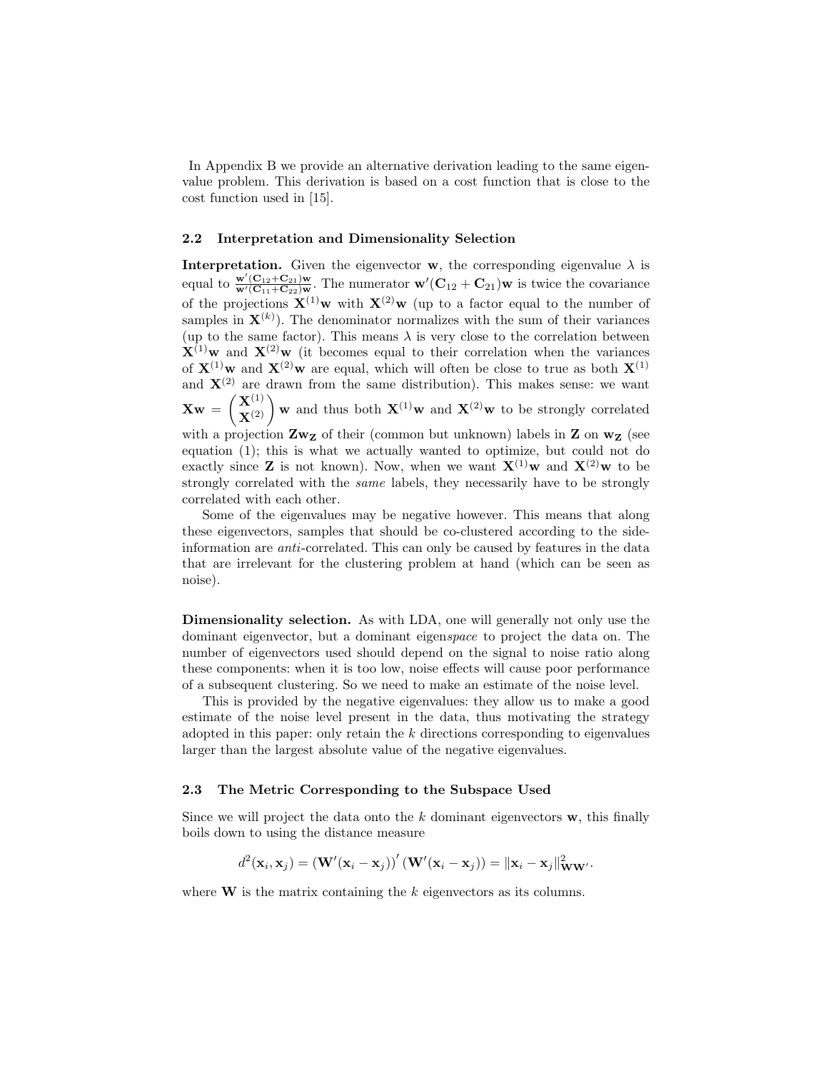In Appendix B we provide an alternative derivation leading to the same eigenvalue problem. This derivation is based on a cost function that is close to the cost function used in [15].

### 2.2 Interpretation and Dimensionality Selection

**Interpretation.** Given the eigenvector $\mathbf{w}$, the corresponding eigenvalue $\lambda$ is equal to $\frac{\mathbf{w}'(\mathbf{C}_{12}+\mathbf{C}_{21})\mathbf{w}}{\mathbf{w}'(\mathbf{C}_{11}+\mathbf{C}_{22})\mathbf{w}}$. The numerator $\mathbf{w}'(\mathbf{C}_{12}+\mathbf{C}_{21})\mathbf{w}$ is twice the covariance of the projections $\mathbf{X}^{(1)}\mathbf{w}$ with $\mathbf{X}^{(2)}\mathbf{w}$ (up to a factor equal to the number of samples in $\mathbf{X}^{(k)}$). The denominator normalizes with the sum of their variances (up to the same factor). This means $\lambda$ is very close to the correlation between $\mathbf{X}^{(1)}\mathbf{w}$ and $\mathbf{X}^{(2)}\mathbf{w}$ (it becomes equal to their correlation when the variances of $\mathbf{X}^{(1)}\mathbf{w}$ and $\mathbf{X}^{(2)}\mathbf{w}$ are equal, which will often be close to true as both $\mathbf{X}^{(1)}$ and $\mathbf{X}^{(2)}$ are drawn from the same distribution). This makes sense: we want $\mathbf{X}\mathbf{w} = \begin{pmatrix}\mathbf{X}^{(1)}\\ \mathbf{X}^{(2)}\end{pmatrix}\mathbf{w}$ and thus both $\mathbf{X}^{(1)}\mathbf{w}$ and $\mathbf{X}^{(2)}\mathbf{w}$ to be strongly correlated with a projection $\mathbf{Z}\mathbf{w}_{\mathbf{Z}}$ of their (common but unknown) labels in $\mathbf{Z}$ on $\mathbf{w}_{\mathbf{Z}}$ (see equation (1); this is what we actually wanted to optimize, but could not do exactly since $\mathbf{Z}$ is not known). Now, when we want $\mathbf{X}^{(1)}\mathbf{w}$ and $\mathbf{X}^{(2)}\mathbf{w}$ to be strongly correlated with the *same* labels, they necessarily have to be strongly correlated with each other.

Some of the eigenvalues may be negative however. This means that along these eigenvectors, samples that should be co-clustered according to the side-information are *anti*-correlated. This can only be caused by features in the data that are irrelevant for the clustering problem at hand (which can be seen as noise).

**Dimensionality selection.** As with LDA, one will generally not only use the dominant eigenvector, but a dominant eigen*space* to project the data on. The number of eigenvectors used should depend on the signal to noise ratio along these components: when it is too low, noise effects will cause poor performance of a subsequent clustering. So we need to make an estimate of the noise level.

This is provided by the negative eigenvalues: they allow us to make a good estimate of the noise level present in the data, thus motivating the strategy adopted in this paper: only retain the $k$ directions corresponding to eigenvalues larger than the largest absolute value of the negative eigenvalues.

### 2.3 The Metric Corresponding to the Subspace Used

Since we will project the data onto the $k$ dominant eigenvectors $\mathbf{w}$, this finally boils down to using the distance measure

$$d^2(\mathbf{x}_i, \mathbf{x}_j) = \left(\mathbf{W}'(\mathbf{x}_i - \mathbf{x}_j)\right)' \left(\mathbf{W}'(\mathbf{x}_i - \mathbf{x}_j)\right) = \|\mathbf{x}_i - \mathbf{x}_j\|^2_{\mathbf{W}\mathbf{W}'}.$$

where $\mathbf{W}$ is the matrix containing the $k$ eigenvectors as its columns.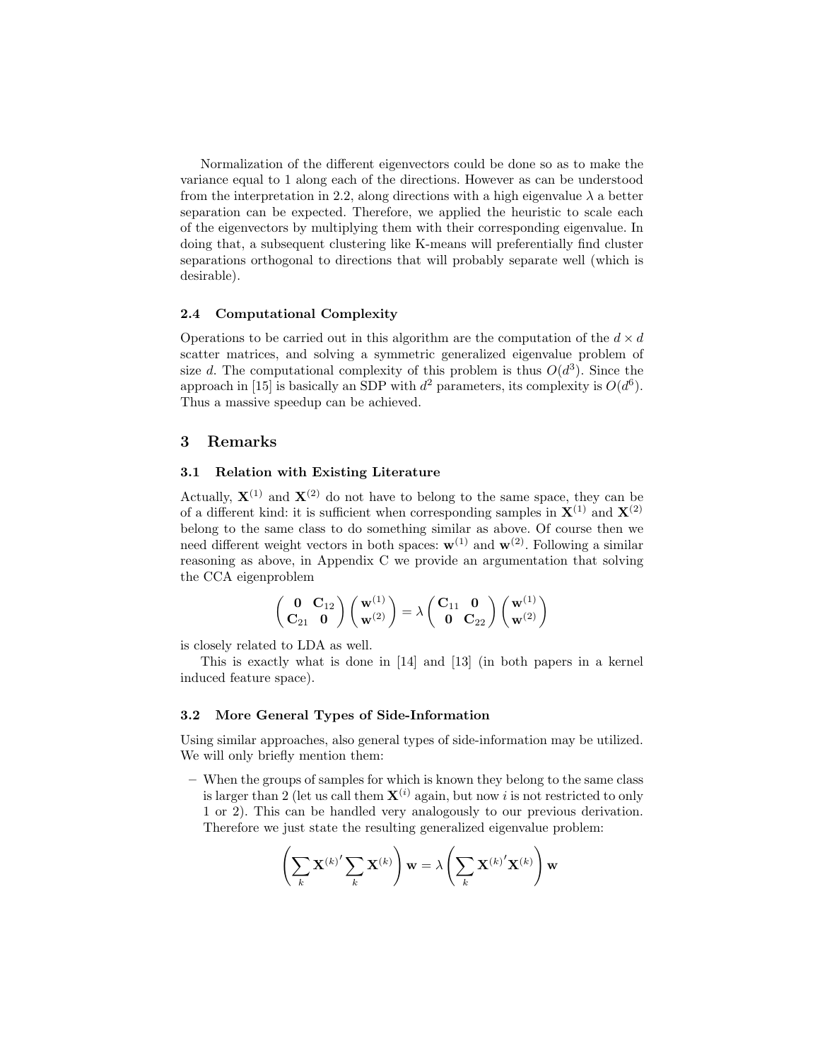Normalization of the different eigenvectors could be done so as to make the variance equal to 1 along each of the directions. However as can be understood from the interpretation in 2.2, along directions with a high eigenvalue $\lambda$ a better separation can be expected. Therefore, we applied the heuristic to scale each of the eigenvectors by multiplying them with their corresponding eigenvalue. In doing that, a subsequent clustering like K-means will preferentially find cluster separations orthogonal to directions that will probably separate well (which is desirable).

### 2.4 Computational Complexity

Operations to be carried out in this algorithm are the computation of the $d \times d$ scatter matrices, and solving a symmetric generalized eigenvalue problem of size $d$. The computational complexity of this problem is thus $O(d^3)$. Since the approach in [15] is basically an SDP with $d^2$ parameters, its complexity is $O(d^6)$. Thus a massive speedup can be achieved.

## 3 Remarks

### 3.1 Relation with Existing Literature

Actually, $\mathbf{X}^{(1)}$ and $\mathbf{X}^{(2)}$ do not have to belong to the same space, they can be of a different kind: it is sufficient when corresponding samples in $\mathbf{X}^{(1)}$ and $\mathbf{X}^{(2)}$ belong to the same class to do something similar as above. Of course then we need different weight vectors in both spaces: $\mathbf{w}^{(1)}$ and $\mathbf{w}^{(2)}$. Following a similar reasoning as above, in Appendix C we provide an argumentation that solving the CCA eigenproblem

$$\begin{pmatrix} \mathbf{0} & \mathbf{C}_{12} \\ \mathbf{C}_{21} & \mathbf{0} \end{pmatrix} \begin{pmatrix} \mathbf{w}^{(1)} \\ \mathbf{w}^{(2)} \end{pmatrix} = \lambda \begin{pmatrix} \mathbf{C}_{11} & \mathbf{0} \\ \mathbf{0} & \mathbf{C}_{22} \end{pmatrix} \begin{pmatrix} \mathbf{w}^{(1)} \\ \mathbf{w}^{(2)} \end{pmatrix}$$

is closely related to LDA as well.

This is exactly what is done in [14] and [13] (in both papers in a kernel induced feature space).

### 3.2 More General Types of Side-Information

Using similar approaches, also general types of side-information may be utilized. We will only briefly mention them:

– When the groups of samples for which is known they belong to the same class is larger than 2 (let us call them $\mathbf{X}^{(i)}$ again, but now $i$ is not restricted to only 1 or 2). This can be handled very analogously to our previous derivation. Therefore we just state the resulting generalized eigenvalue problem:

$$\left( \sum_k \mathbf{X}^{(k)\prime} \sum_k \mathbf{X}^{(k)} \right) \mathbf{w} = \lambda \left( \sum_k \mathbf{X}^{(k)\prime} \mathbf{X}^{(k)} \right) \mathbf{w}$$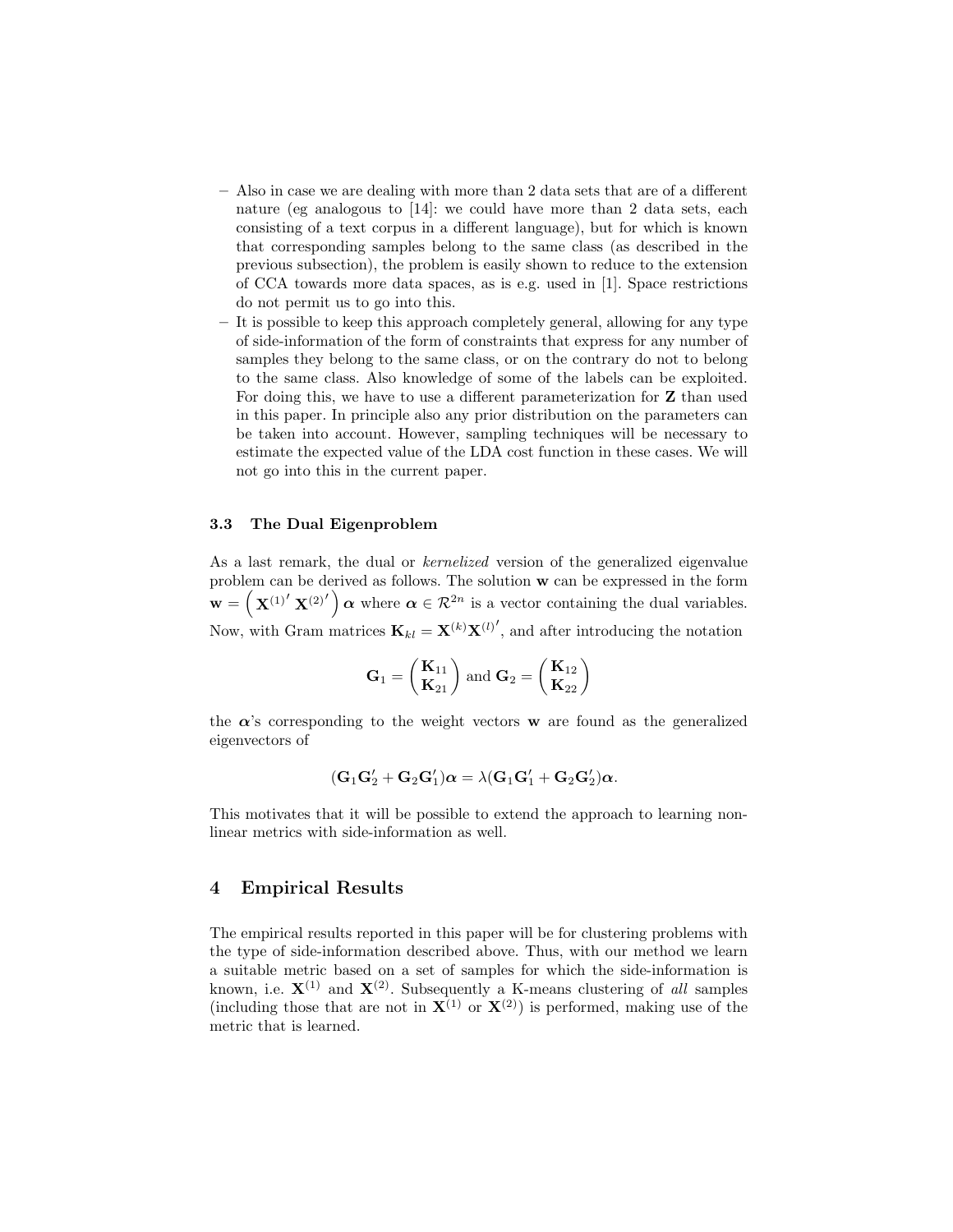- Also in case we are dealing with more than 2 data sets that are of a different nature (eg analogous to [14]: we could have more than 2 data sets, each consisting of a text corpus in a different language), but for which is known that corresponding samples belong to the same class (as described in the previous subsection), the problem is easily shown to reduce to the extension of CCA towards more data spaces, as is e.g. used in [1]. Space restrictions do not permit us to go into this.
- It is possible to keep this approach completely general, allowing for any type of side-information of the form of constraints that express for any number of samples they belong to the same class, or on the contrary do not to belong to the same class. Also knowledge of some of the labels can be exploited. For doing this, we have to use a different parameterization for $\mathbf{Z}$ than used in this paper. In principle also any prior distribution on the parameters can be taken into account. However, sampling techniques will be necessary to estimate the expected value of the LDA cost function in these cases. We will not go into this in the current paper.

### 3.3 The Dual Eigenproblem

As a last remark, the dual or *kernelized* version of the generalized eigenvalue problem can be derived as follows. The solution $\mathbf{w}$ can be expressed in the form $\mathbf{w} = \left( \mathbf{X}^{(1)\prime} \, \mathbf{X}^{(2)\prime} \right) \boldsymbol{\alpha}$ where $\boldsymbol{\alpha} \in \mathcal{R}^{2n}$ is a vector containing the dual variables. Now, with Gram matrices $\mathbf{K}_{kl} = \mathbf{X}^{(k)} \mathbf{X}^{(l)\prime}$, and after introducing the notation

$$\mathbf{G}_1 = \begin{pmatrix} \mathbf{K}_{11} \\ \mathbf{K}_{21} \end{pmatrix} \text{ and } \mathbf{G}_2 = \begin{pmatrix} \mathbf{K}_{12} \\ \mathbf{K}_{22} \end{pmatrix}$$

the $\boldsymbol{\alpha}$'s corresponding to the weight vectors $\mathbf{w}$ are found as the generalized eigenvectors of

$$(\mathbf{G}_1 \mathbf{G}_2' + \mathbf{G}_2 \mathbf{G}_1') \boldsymbol{\alpha} = \lambda (\mathbf{G}_1 \mathbf{G}_1' + \mathbf{G}_2 \mathbf{G}_2') \boldsymbol{\alpha}.$$

This motivates that it will be possible to extend the approach to learning non-linear metrics with side-information as well.

## 4 Empirical Results

The empirical results reported in this paper will be for clustering problems with the type of side-information described above. Thus, with our method we learn a suitable metric based on a set of samples for which the side-information is known, i.e. $\mathbf{X}^{(1)}$ and $\mathbf{X}^{(2)}$. Subsequently a K-means clustering of *all* samples (including those that are not in $\mathbf{X}^{(1)}$ or $\mathbf{X}^{(2)}$) is performed, making use of the metric that is learned.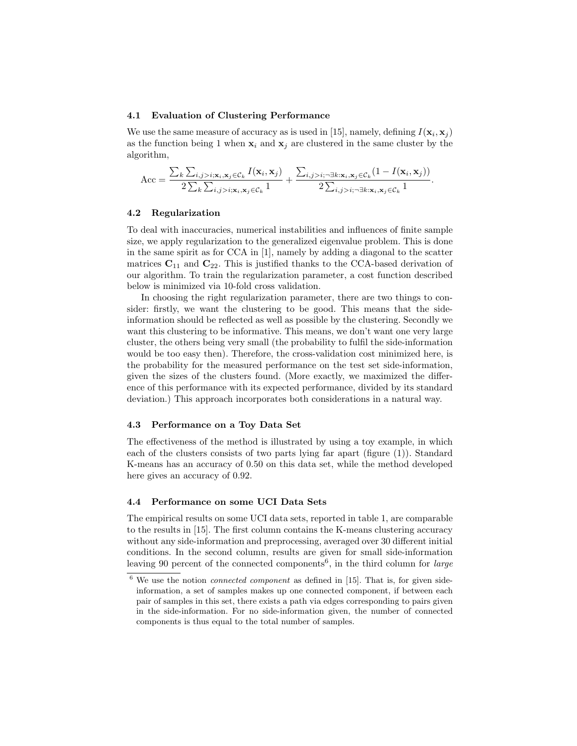### 4.1 Evaluation of Clustering Performance

We use the same measure of accuracy as is used in [15], namely, defining $I(\mathbf{x}_i, \mathbf{x}_j)$ as the function being 1 when $\mathbf{x}_i$ and $\mathbf{x}_j$ are clustered in the same cluster by the algorithm,

$$\text{Acc} = \frac{\sum_k \sum_{i,j>i;\mathbf{x}_i,\mathbf{x}_j \in \mathcal{C}_k} I(\mathbf{x}_i, \mathbf{x}_j)}{2 \sum_k \sum_{i,j>i;\mathbf{x}_i,\mathbf{x}_j \in \mathcal{C}_k} 1} + \frac{\sum_{i,j>i;\neg\exists k:\mathbf{x}_i,\mathbf{x}_j \in \mathcal{C}_k} (1 - I(\mathbf{x}_i, \mathbf{x}_j))}{2 \sum_{i,j>i;\neg\exists k:\mathbf{x}_i,\mathbf{x}_j \in \mathcal{C}_k} 1}.$$

### 4.2 Regularization

To deal with inaccuracies, numerical instabilities and influences of finite sample size, we apply regularization to the generalized eigenvalue problem. This is done in the same spirit as for CCA in [1], namely by adding a diagonal to the scatter matrices $\mathbf{C}_{11}$ and $\mathbf{C}_{22}$. This is justified thanks to the CCA-based derivation of our algorithm. To train the regularization parameter, a cost function described below is minimized via 10-fold cross validation.

In choosing the right regularization parameter, there are two things to consider: firstly, we want the clustering to be good. This means that the side-information should be reflected as well as possible by the clustering. Secondly we want this clustering to be informative. This means, we don't want one very large cluster, the others being very small (the probability to fulfil the side-information would be too easy then). Therefore, the cross-validation cost minimized here, is the probability for the measured performance on the test set side-information, given the sizes of the clusters found. (More exactly, we maximized the difference of this performance with its expected performance, divided by its standard deviation.) This approach incorporates both considerations in a natural way.

### 4.3 Performance on a Toy Data Set

The effectiveness of the method is illustrated by using a toy example, in which each of the clusters consists of two parts lying far apart (figure (1)). Standard K-means has an accuracy of 0.50 on this data set, while the method developed here gives an accuracy of 0.92.

### 4.4 Performance on some UCI Data Sets

The empirical results on some UCI data sets, reported in table 1, are comparable to the results in [15]. The first column contains the K-means clustering accuracy without any side-information and preprocessing, averaged over 30 different initial conditions. In the second column, results are given for small side-information leaving 90 percent of the connected components[6], in the third column for *large*

[6] We use the notion *connected component* as defined in [15]. That is, for given side-information, a set of samples makes up one connected component, if between each pair of samples in this set, there exists a path via edges corresponding to pairs given in the side-information. For no side-information given, the number of connected components is thus equal to the total number of samples.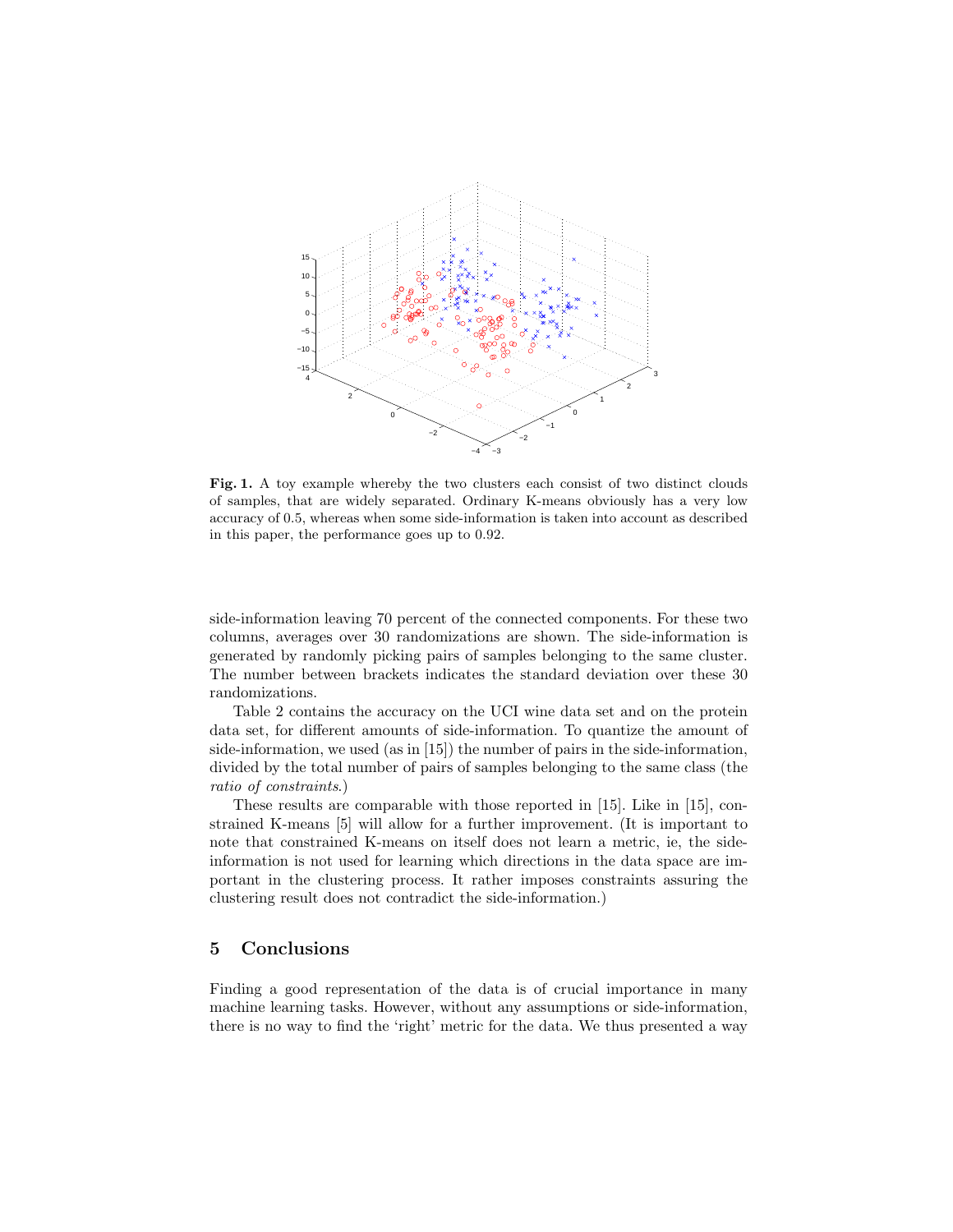**Fig. 1.** A toy example whereby the two clusters each consist of two distinct clouds of samples, that are widely separated. Ordinary K-means obviously has a very low accuracy of 0.5, whereas when some side-information is taken into account as described in this paper, the performance goes up to 0.92.

side-information leaving 70 percent of the connected components. For these two columns, averages over 30 randomizations are shown. The side-information is generated by randomly picking pairs of samples belonging to the same cluster. The number between brackets indicates the standard deviation over these 30 randomizations.

Table 2 contains the accuracy on the UCI wine data set and on the protein data set, for different amounts of side-information. To quantize the amount of side-information, we used (as in [15]) the number of pairs in the side-information, divided by the total number of pairs of samples belonging to the same class (the *ratio of constraints*.)

These results are comparable with those reported in [15]. Like in [15], constrained K-means [5] will allow for a further improvement. (It is important to note that constrained K-means on itself does not learn a metric, ie, the side-information is not used for learning which directions in the data space are important in the clustering process. It rather imposes constraints assuring the clustering result does not contradict the side-information.)

## 5 Conclusions

Finding a good representation of the data is of crucial importance in many machine learning tasks. However, without any assumptions or side-information, there is no way to find the 'right' metric for the data. We thus presented a way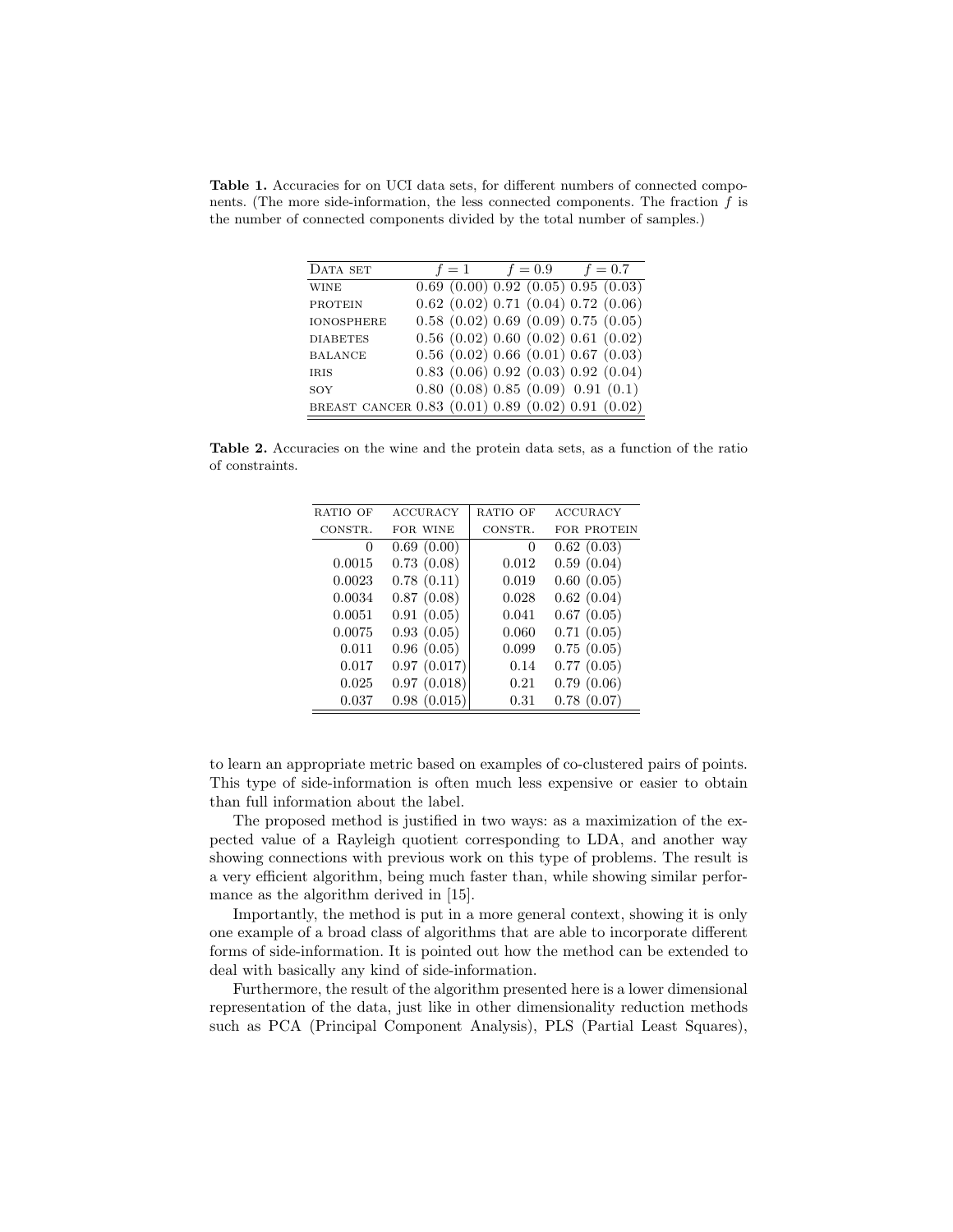**Table 1.** Accuracies for on UCI data sets, for different numbers of connected components. (The more side-information, the less connected components. The fraction $f$ is the number of connected components divided by the total number of samples.)

| Data set | $f = 1$ | $f = 0.9$ | $f = 0.7$ |
|---|---|---|---|
| wine | 0.69 (0.00) | 0.92 (0.05) | 0.95 (0.03) |
| protein | 0.62 (0.02) | 0.71 (0.04) | 0.72 (0.06) |
| ionosphere | 0.58 (0.02) | 0.69 (0.09) | 0.75 (0.05) |
| diabetes | 0.56 (0.02) | 0.60 (0.02) | 0.61 (0.02) |
| balance | 0.56 (0.02) | 0.66 (0.01) | 0.67 (0.03) |
| iris | 0.83 (0.06) | 0.92 (0.03) | 0.92 (0.04) |
| soy | 0.80 (0.08) | 0.85 (0.09) | 0.91 (0.1) |
| breast cancer | 0.83 (0.01) | 0.89 (0.02) | 0.91 (0.02) |

**Table 2.** Accuracies on the wine and the protein data sets, as a function of the ratio of constraints.

| ratio of constr. | accuracy for wine | ratio of constr. | accuracy for protein |
|---|---|---|---|
| 0 | 0.69 (0.00) | 0 | 0.62 (0.03) |
| 0.0015 | 0.73 (0.08) | 0.012 | 0.59 (0.04) |
| 0.0023 | 0.78 (0.11) | 0.019 | 0.60 (0.05) |
| 0.0034 | 0.87 (0.08) | 0.028 | 0.62 (0.04) |
| 0.0051 | 0.91 (0.05) | 0.041 | 0.67 (0.05) |
| 0.0075 | 0.93 (0.05) | 0.060 | 0.71 (0.05) |
| 0.011 | 0.96 (0.05) | 0.099 | 0.75 (0.05) |
| 0.017 | 0.97 (0.017) | 0.14 | 0.77 (0.05) |
| 0.025 | 0.97 (0.018) | 0.21 | 0.79 (0.06) |
| 0.037 | 0.98 (0.015) | 0.31 | 0.78 (0.07) |

to learn an appropriate metric based on examples of co-clustered pairs of points. This type of side-information is often much less expensive or easier to obtain than full information about the label.

The proposed method is justified in two ways: as a maximization of the expected value of a Rayleigh quotient corresponding to LDA, and another way showing connections with previous work on this type of problems. The result is a very efficient algorithm, being much faster than, while showing similar performance as the algorithm derived in [15].

Importantly, the method is put in a more general context, showing it is only one example of a broad class of algorithms that are able to incorporate different forms of side-information. It is pointed out how the method can be extended to deal with basically any kind of side-information.

Furthermore, the result of the algorithm presented here is a lower dimensional representation of the data, just like in other dimensionality reduction methods such as PCA (Principal Component Analysis), PLS (Partial Least Squares),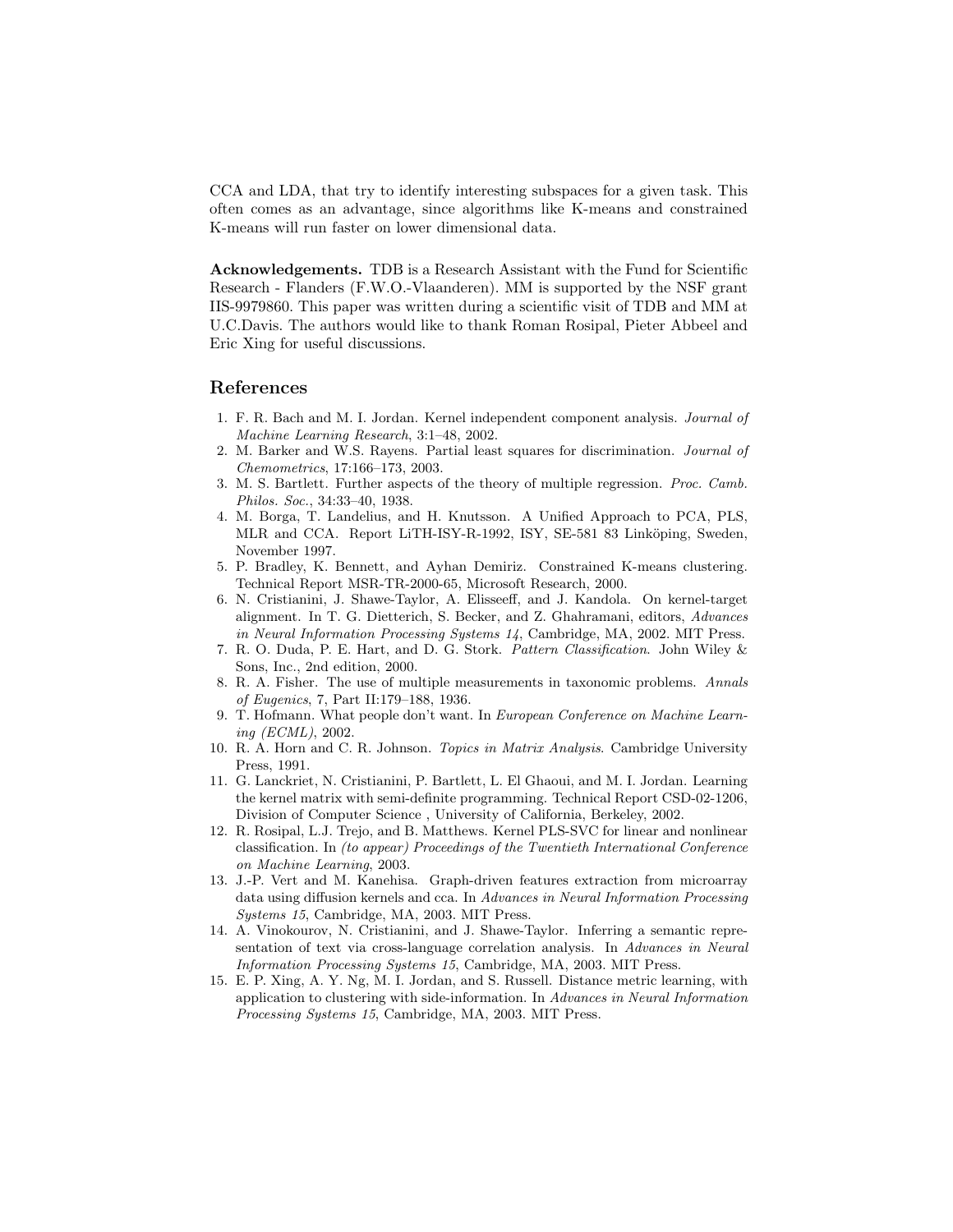CCA and LDA, that try to identify interesting subspaces for a given task. This often comes as an advantage, since algorithms like K-means and constrained K-means will run faster on lower dimensional data.

**Acknowledgements.** TDB is a Research Assistant with the Fund for Scientific Research - Flanders (F.W.O.-Vlaanderen). MM is supported by the NSF grant IIS-9979860. This paper was written during a scientific visit of TDB and MM at U.C.Davis. The authors would like to thank Roman Rosipal, Pieter Abbeel and Eric Xing for useful discussions.

## References

1. F. R. Bach and M. I. Jordan. Kernel independent component analysis. *Journal of Machine Learning Research*, 3:1–48, 2002.
2. M. Barker and W.S. Rayens. Partial least squares for discrimination. *Journal of Chemometrics*, 17:166–173, 2003.
3. M. S. Bartlett. Further aspects of the theory of multiple regression. *Proc. Camb. Philos. Soc.*, 34:33–40, 1938.
4. M. Borga, T. Landelius, and H. Knutsson. A Unified Approach to PCA, PLS, MLR and CCA. Report LiTH-ISY-R-1992, ISY, SE-581 83 Linköping, Sweden, November 1997.
5. P. Bradley, K. Bennett, and Ayhan Demiriz. Constrained K-means clustering. Technical Report MSR-TR-2000-65, Microsoft Research, 2000.
6. N. Cristianini, J. Shawe-Taylor, A. Elisseeff, and J. Kandola. On kernel-target alignment. In T. G. Dietterich, S. Becker, and Z. Ghahramani, editors, *Advances in Neural Information Processing Systems 14*, Cambridge, MA, 2002. MIT Press.
7. R. O. Duda, P. E. Hart, and D. G. Stork. *Pattern Classification*. John Wiley & Sons, Inc., 2nd edition, 2000.
8. R. A. Fisher. The use of multiple measurements in taxonomic problems. *Annals of Eugenics*, 7, Part II:179–188, 1936.
9. T. Hofmann. What people don't want. In *European Conference on Machine Learning (ECML)*, 2002.
10. R. A. Horn and C. R. Johnson. *Topics in Matrix Analysis*. Cambridge University Press, 1991.
11. G. Lanckriet, N. Cristianini, P. Bartlett, L. El Ghaoui, and M. I. Jordan. Learning the kernel matrix with semi-definite programming. Technical Report CSD-02-1206, Division of Computer Science , University of California, Berkeley, 2002.
12. R. Rosipal, L.J. Trejo, and B. Matthews. Kernel PLS-SVC for linear and nonlinear classification. In *(to appear) Proceedings of the Twentieth International Conference on Machine Learning*, 2003.
13. J.-P. Vert and M. Kanehisa. Graph-driven features extraction from microarray data using diffusion kernels and cca. In *Advances in Neural Information Processing Systems 15*, Cambridge, MA, 2003. MIT Press.
14. A. Vinokourov, N. Cristianini, and J. Shawe-Taylor. Inferring a semantic representation of text via cross-language correlation analysis. In *Advances in Neural Information Processing Systems 15*, Cambridge, MA, 2003. MIT Press.
15. E. P. Xing, A. Y. Ng, M. I. Jordan, and S. Russell. Distance metric learning, with application to clustering with side-information. In *Advances in Neural Information Processing Systems 15*, Cambridge, MA, 2003. MIT Press.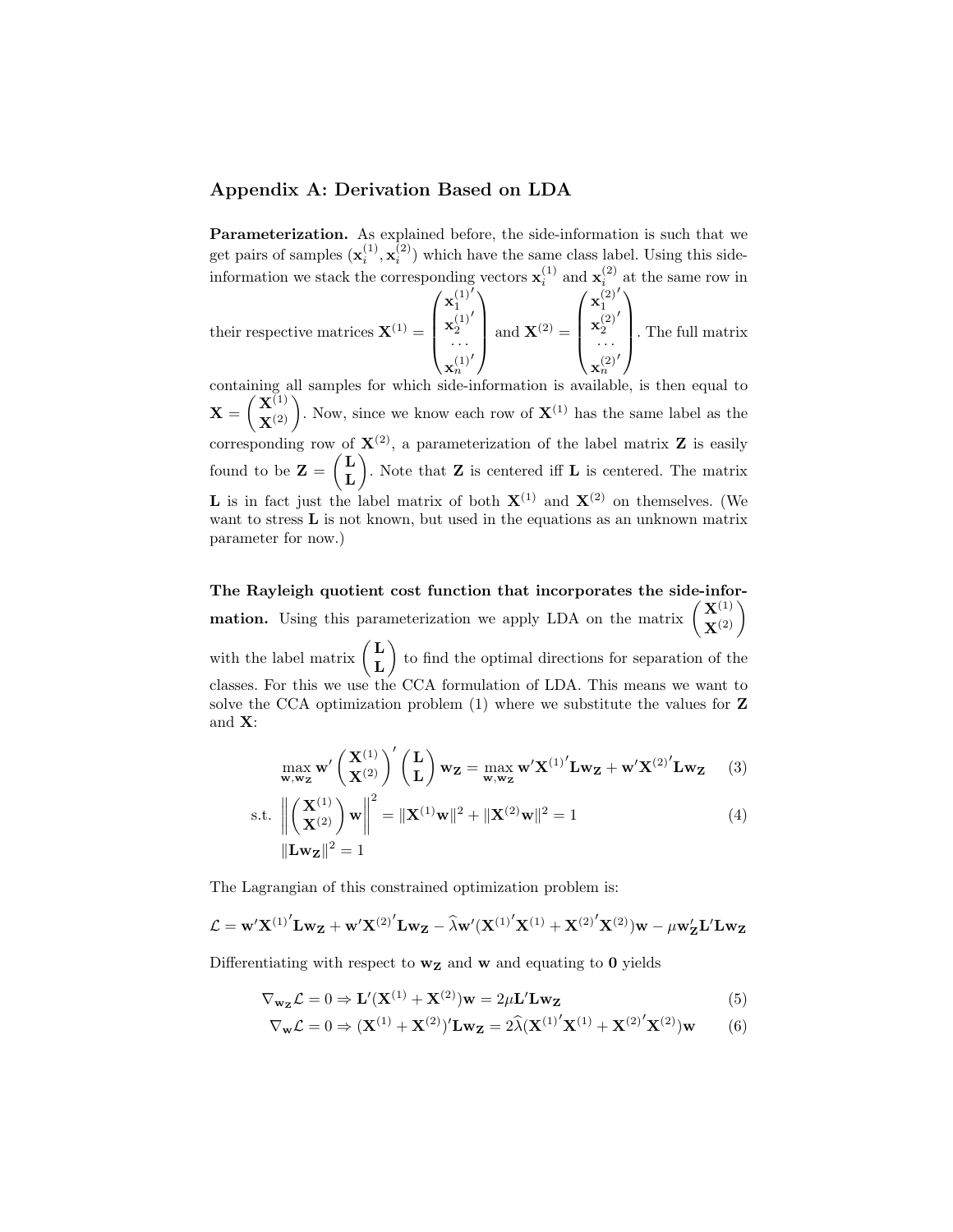## Appendix A: Derivation Based on LDA

**Parameterization.** As explained before, the side-information is such that we get pairs of samples $(\mathbf{x}_i^{(1)}, \mathbf{x}_i^{(2)})$ which have the same class label. Using this side-information we stack the corresponding vectors $\mathbf{x}_i^{(1)}$ and $\mathbf{x}_i^{(2)}$ at the same row in their respective matrices $\mathbf{X}^{(1)} = \begin{pmatrix} \mathbf{x}_1^{(1)'} \\ \mathbf{x}_2^{(1)'} \\ \cdots \\ \mathbf{x}_n^{(1)'} \end{pmatrix}$ and $\mathbf{X}^{(2)} = \begin{pmatrix} \mathbf{x}_1^{(2)'} \\ \mathbf{x}_2^{(2)'} \\ \cdots \\ \mathbf{x}_n^{(2)'} \end{pmatrix}$. The full matrix containing all samples for which side-information is available, is then equal to $\mathbf{X} = \begin{pmatrix} \mathbf{X}^{(1)} \\ \mathbf{X}^{(2)} \end{pmatrix}$. Now, since we know each row of $\mathbf{X}^{(1)}$ has the same label as the corresponding row of $\mathbf{X}^{(2)}$, a parameterization of the label matrix $\mathbf{Z}$ is easily found to be $\mathbf{Z} = \begin{pmatrix} \mathbf{L} \\ \mathbf{L} \end{pmatrix}$. Note that $\mathbf{Z}$ is centered iff $\mathbf{L}$ is centered. The matrix $\mathbf{L}$ is in fact just the label matrix of both $\mathbf{X}^{(1)}$ and $\mathbf{X}^{(2)}$ on themselves. (We want to stress $\mathbf{L}$ is not known, but used in the equations as an unknown matrix parameter for now.)

**The Rayleigh quotient cost function that incorporates the side-information.** Using this parameterization we apply LDA on the matrix $\begin{pmatrix} \mathbf{X}^{(1)} \\ \mathbf{X}^{(2)} \end{pmatrix}$ with the label matrix $\begin{pmatrix} \mathbf{L} \\ \mathbf{L} \end{pmatrix}$ to find the optimal directions for separation of the classes. For this we use the CCA formulation of LDA. This means we want to solve the CCA optimization problem (1) where we substitute the values for $\mathbf{Z}$ and $\mathbf{X}$:

$$\max_{\mathbf{w}, \mathbf{w_Z}} \mathbf{w}' \begin{pmatrix} \mathbf{X}^{(1)} \\ \mathbf{X}^{(2)} \end{pmatrix}' \begin{pmatrix} \mathbf{L} \\ \mathbf{L} \end{pmatrix} \mathbf{w_Z} = \max_{\mathbf{w}, \mathbf{w_Z}} \mathbf{w}'\mathbf{X}^{(1)'}\mathbf{L}\mathbf{w_Z} + \mathbf{w}'\mathbf{X}^{(2)'}\mathbf{L}\mathbf{w_Z} \tag{3}$$

$$\text{s.t. } \left\| \begin{pmatrix} \mathbf{X}^{(1)} \\ \mathbf{X}^{(2)} \end{pmatrix} \mathbf{w} \right\|^2 = \|\mathbf{X}^{(1)}\mathbf{w}\|^2 + \|\mathbf{X}^{(2)}\mathbf{w}\|^2 = 1 \tag{4}$$

$$\|\mathbf{L}\mathbf{w_Z}\|^2 = 1$$

The Lagrangian of this constrained optimization problem is:

$$\mathcal{L} = \mathbf{w}'\mathbf{X}^{(1)'}\mathbf{L}\mathbf{w_Z} + \mathbf{w}'\mathbf{X}^{(2)'}\mathbf{L}\mathbf{w_Z} - \widehat{\lambda}\mathbf{w}'(\mathbf{X}^{(1)'}\mathbf{X}^{(1)} + \mathbf{X}^{(2)'}\mathbf{X}^{(2)})\mathbf{w} - \mu\mathbf{w}_{\mathbf{Z}}'\mathbf{L}'\mathbf{L}\mathbf{w_Z}$$

Differentiating with respect to $\mathbf{w_Z}$ and $\mathbf{w}$ and equating to $\mathbf{0}$ yields

$$\nabla_{\mathbf{w_Z}}\mathcal{L} = 0 \Rightarrow \mathbf{L}'(\mathbf{X}^{(1)} + \mathbf{X}^{(2)})\mathbf{w} = 2\mu\mathbf{L}'\mathbf{L}\mathbf{w_Z} \tag{5}$$

$$\nabla_{\mathbf{w}}\mathcal{L} = 0 \Rightarrow (\mathbf{X}^{(1)} + \mathbf{X}^{(2)})'\mathbf{L}\mathbf{w_Z} = 2\widehat{\lambda}(\mathbf{X}^{(1)'}\mathbf{X}^{(1)} + \mathbf{X}^{(2)'}\mathbf{X}^{(2)})\mathbf{w} \tag{6}$$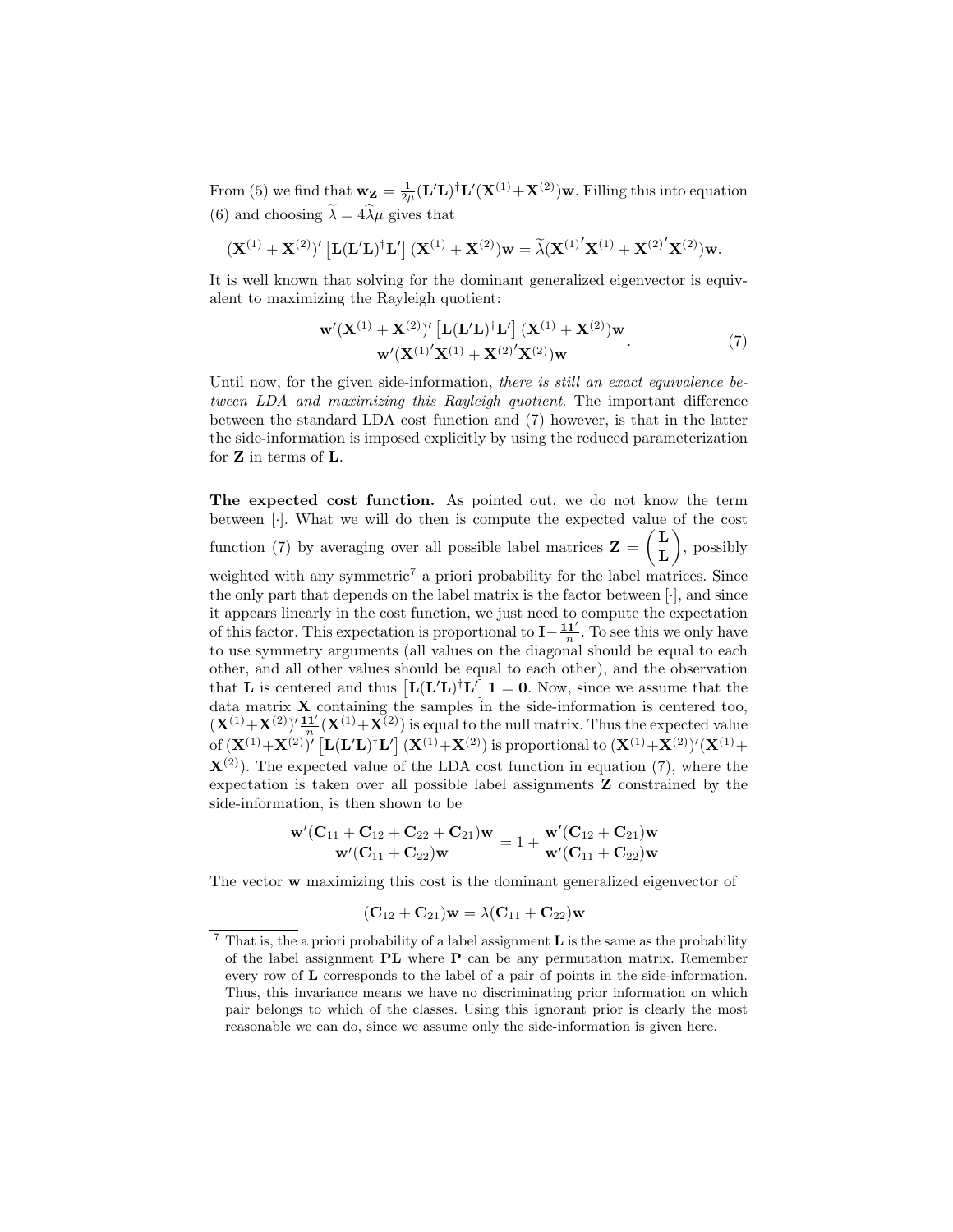From (5) we find that $\mathbf{w_Z} = \frac{1}{2\mu}(\mathbf{L}'\mathbf{L})^{\dagger}\mathbf{L}'(\mathbf{X}^{(1)}+\mathbf{X}^{(2)})\mathbf{w}$. Filling this into equation (6) and choosing $\widetilde{\lambda} = 4\widehat{\lambda}\mu$ gives that

$$(\mathbf{X}^{(1)} + \mathbf{X}^{(2)})' \left[\mathbf{L}(\mathbf{L}'\mathbf{L})^{\dagger}\mathbf{L}'\right] (\mathbf{X}^{(1)} + \mathbf{X}^{(2)})\mathbf{w} = \widetilde{\lambda}(\mathbf{X}^{(1)'}\mathbf{X}^{(1)} + \mathbf{X}^{(2)'}\mathbf{X}^{(2)})\mathbf{w}.$$

It is well known that solving for the dominant generalized eigenvector is equivalent to maximizing the Rayleigh quotient:

$$\frac{\mathbf{w}'(\mathbf{X}^{(1)} + \mathbf{X}^{(2)})' \left[\mathbf{L}(\mathbf{L}'\mathbf{L})^{\dagger}\mathbf{L}'\right] (\mathbf{X}^{(1)} + \mathbf{X}^{(2)})\mathbf{w}}{\mathbf{w}'(\mathbf{X}^{(1)'}\mathbf{X}^{(1)} + \mathbf{X}^{(2)'}\mathbf{X}^{(2)})\mathbf{w}}. \tag{7}$$

Until now, for the given side-information, *there is still an exact equivalence between LDA and maximizing this Rayleigh quotient*. The important difference between the standard LDA cost function and (7) however, is that in the latter the side-information is imposed explicitly by using the reduced parameterization for $\mathbf{Z}$ in terms of $\mathbf{L}$.

**The expected cost function.** As pointed out, we do not know the term between $[\cdot]$. What we will do then is compute the expected value of the cost function (7) by averaging over all possible label matrices $\mathbf{Z} = \begin{pmatrix} \mathbf{L} \\ \mathbf{L} \end{pmatrix}$, possibly weighted with any symmetric[7] a priori probability for the label matrices. Since the only part that depends on the label matrix is the factor between $[\cdot]$, and since it appears linearly in the cost function, we just need to compute the expectation of this factor. This expectation is proportional to $\mathbf{I} - \frac{\mathbf{11}'}{n}$. To see this we only have to use symmetry arguments (all values on the diagonal should be equal to each other, and all other values should be equal to each other), and the observation that $\mathbf{L}$ is centered and thus $\left[\mathbf{L}(\mathbf{L}'\mathbf{L})^{\dagger}\mathbf{L}'\right]\mathbf{1} = \mathbf{0}$. Now, since we assume that the data matrix $\mathbf{X}$ containing the samples in the side-information is centered too, $(\mathbf{X}^{(1)}+\mathbf{X}^{(2)})'\frac{\mathbf{11}'}{n}(\mathbf{X}^{(1)}+\mathbf{X}^{(2)})$ is equal to the null matrix. Thus the expected value of $(\mathbf{X}^{(1)}+\mathbf{X}^{(2)})' \left[\mathbf{L}(\mathbf{L}'\mathbf{L})^{\dagger}\mathbf{L}'\right] (\mathbf{X}^{(1)}+\mathbf{X}^{(2)})$ is proportional to $(\mathbf{X}^{(1)}+\mathbf{X}^{(2)})'(\mathbf{X}^{(1)}+\mathbf{X}^{(2)})$. The expected value of the LDA cost function in equation (7), where the expectation is taken over all possible label assignments $\mathbf{Z}$ constrained by the side-information, is then shown to be

$$\frac{\mathbf{w}'(\mathbf{C}_{11} + \mathbf{C}_{12} + \mathbf{C}_{22} + \mathbf{C}_{21})\mathbf{w}}{\mathbf{w}'(\mathbf{C}_{11} + \mathbf{C}_{22})\mathbf{w}} = 1 + \frac{\mathbf{w}'(\mathbf{C}_{12} + \mathbf{C}_{21})\mathbf{w}}{\mathbf{w}'(\mathbf{C}_{11} + \mathbf{C}_{22})\mathbf{w}}$$

The vector $\mathbf{w}$ maximizing this cost is the dominant generalized eigenvector of

$$(\mathbf{C}_{12} + \mathbf{C}_{21})\mathbf{w} = \lambda(\mathbf{C}_{11} + \mathbf{C}_{22})\mathbf{w}$$

---

[7] That is, the a priori probability of a label assignment $\mathbf{L}$ is the same as the probability of the label assignment $\mathbf{PL}$ where $\mathbf{P}$ can be any permutation matrix. Remember every row of $\mathbf{L}$ corresponds to the label of a pair of points in the side-information. Thus, this invariance means we have no discriminating prior information on which pair belongs to which of the classes. Using this ignorant prior is clearly the most reasonable we can do, since we assume only the side-information is given here.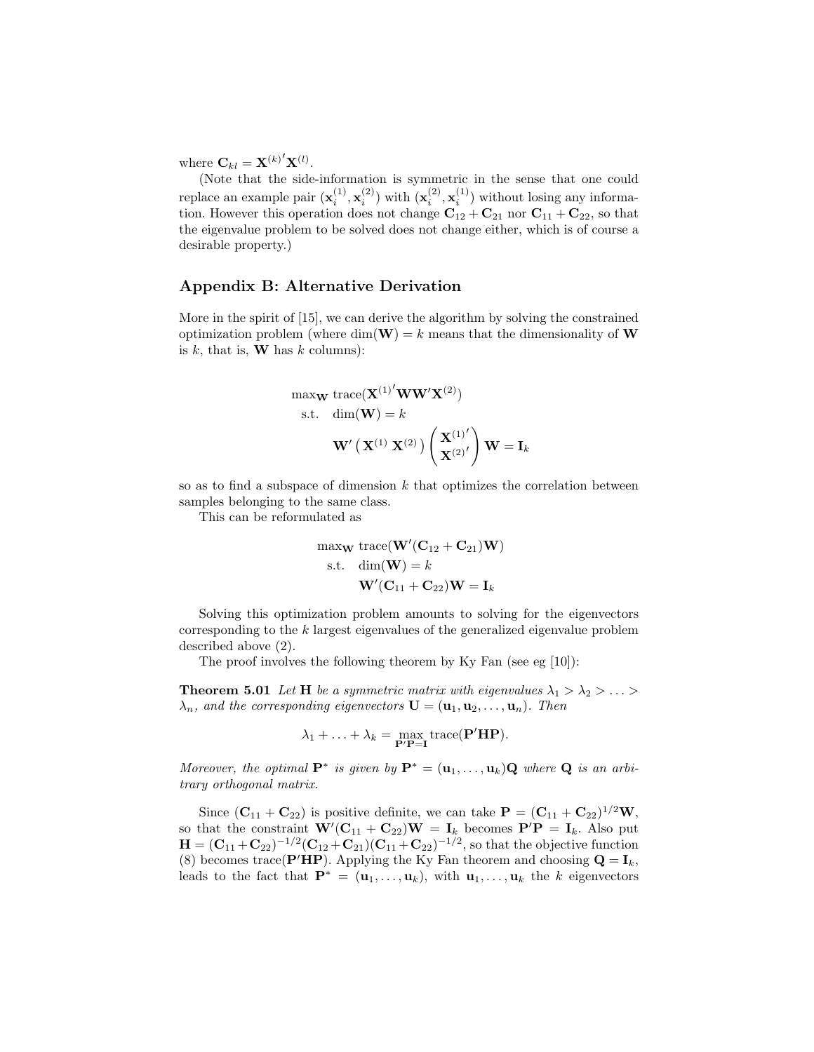where $\mathbf{C}_{kl} = \mathbf{X}^{(k)'}\mathbf{X}^{(l)}$.

(Note that the side-information is symmetric in the sense that one could replace an example pair $(\mathbf{x}_i^{(1)}, \mathbf{x}_i^{(2)})$ with $(\mathbf{x}_i^{(2)}, \mathbf{x}_i^{(1)})$ without losing any information. However this operation does not change $\mathbf{C}_{12} + \mathbf{C}_{21}$ nor $\mathbf{C}_{11} + \mathbf{C}_{22}$, so that the eigenvalue problem to be solved does not change either, which is of course a desirable property.)

## Appendix B: Alternative Derivation

More in the spirit of [15], we can derive the algorithm by solving the constrained optimization problem (where $\dim(\mathbf{W}) = k$ means that the dimensionality of $\mathbf{W}$ is $k$, that is, $\mathbf{W}$ has $k$ columns):

$$
\begin{aligned}
\max_{\mathbf{W}} \ & \operatorname{trace}(\mathbf{X}^{(1)'}\mathbf{W}\mathbf{W}'\mathbf{X}^{(2)}) \\
\text{s.t.} \ & \dim(\mathbf{W}) = k \\
& \mathbf{W}' \begin{pmatrix} \mathbf{X}^{(1)} & \mathbf{X}^{(2)} \end{pmatrix} \begin{pmatrix} \mathbf{X}^{(1)'} \\ \mathbf{X}^{(2)'} \end{pmatrix} \mathbf{W} = \mathbf{I}_k
\end{aligned}
$$

so as to find a subspace of dimension $k$ that optimizes the correlation between samples belonging to the same class.

This can be reformulated as

$$
\begin{aligned}
\max_{\mathbf{W}} \ & \operatorname{trace}(\mathbf{W}'(\mathbf{C}_{12} + \mathbf{C}_{21})\mathbf{W}) \\
\text{s.t.} \ & \dim(\mathbf{W}) = k \\
& \mathbf{W}'(\mathbf{C}_{11} + \mathbf{C}_{22})\mathbf{W} = \mathbf{I}_k
\end{aligned}
$$

Solving this optimization problem amounts to solving for the eigenvectors corresponding to the $k$ largest eigenvalues of the generalized eigenvalue problem described above (2).

The proof involves the following theorem by Ky Fan (see eg [10]):

**Theorem 5.01** *Let $\mathbf{H}$ be a symmetric matrix with eigenvalues $\lambda_1 > \lambda_2 > \ldots > \lambda_n$, and the corresponding eigenvectors $\mathbf{U} = (\mathbf{u}_1, \mathbf{u}_2, \ldots, \mathbf{u}_n)$. Then*

$$
\lambda_1 + \ldots + \lambda_k = \max_{\mathbf{P}'\mathbf{P}=\mathbf{I}} \operatorname{trace}(\mathbf{P}'\mathbf{H}\mathbf{P}).
$$

*Moreover, the optimal $\mathbf{P}^*$ is given by $\mathbf{P}^* = (\mathbf{u}_1, \ldots, \mathbf{u}_k)\mathbf{Q}$ where $\mathbf{Q}$ is an arbitrary orthogonal matrix.*

Since $(\mathbf{C}_{11} + \mathbf{C}_{22})$ is positive definite, we can take $\mathbf{P} = (\mathbf{C}_{11} + \mathbf{C}_{22})^{1/2}\mathbf{W}$, so that the constraint $\mathbf{W}'(\mathbf{C}_{11} + \mathbf{C}_{22})\mathbf{W} = \mathbf{I}_k$ becomes $\mathbf{P}'\mathbf{P} = \mathbf{I}_k$. Also put $\mathbf{H} = (\mathbf{C}_{11} + \mathbf{C}_{22})^{-1/2}(\mathbf{C}_{12} + \mathbf{C}_{21})(\mathbf{C}_{11} + \mathbf{C}_{22})^{-1/2}$, so that the objective function (8) becomes $\operatorname{trace}(\mathbf{P}'\mathbf{H}\mathbf{P})$. Applying the Ky Fan theorem and choosing $\mathbf{Q} = \mathbf{I}_k$, leads to the fact that $\mathbf{P}^* = (\mathbf{u}_1, \ldots, \mathbf{u}_k)$, with $\mathbf{u}_1, \ldots, \mathbf{u}_k$ the $k$ eigenvectors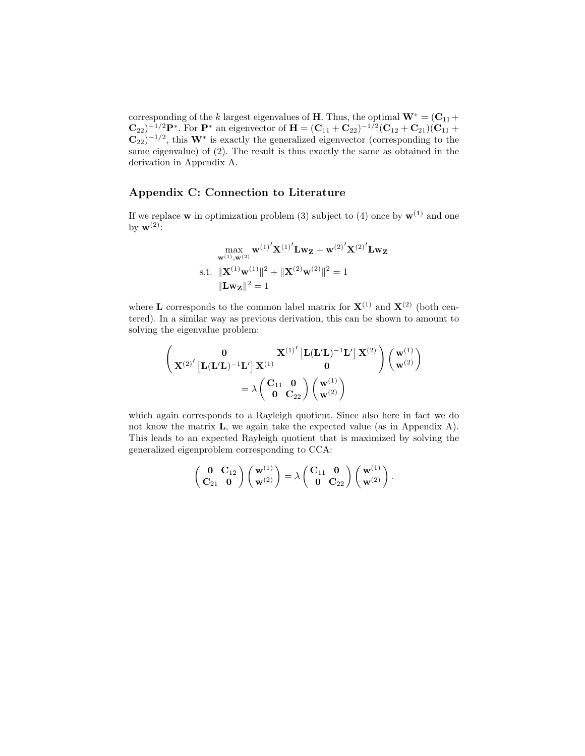corresponding of the $k$ largest eigenvalues of $\mathbf{H}$. Thus, the optimal $\mathbf{W}^* = (\mathbf{C}_{11} + \mathbf{C}_{22})^{-1/2}\mathbf{P}^*$. For $\mathbf{P}^*$ an eigenvector of $\mathbf{H} = (\mathbf{C}_{11} + \mathbf{C}_{22})^{-1/2}(\mathbf{C}_{12} + \mathbf{C}_{21})(\mathbf{C}_{11} + \mathbf{C}_{22})^{-1/2}$, this $\mathbf{W}^*$ is exactly the generalized eigenvector (corresponding to the same eigenvalue) of (2). The result is thus exactly the same as obtained in the derivation in Appendix A.

## Appendix C: Connection to Literature

If we replace $\mathbf{w}$ in optimization problem (3) subject to (4) once by $\mathbf{w}^{(1)}$ and one by $\mathbf{w}^{(2)}$:

$$
\begin{aligned}
\max_{\mathbf{w}^{(1)},\mathbf{w}^{(2)}} \quad & \mathbf{w}^{(1)\prime}\mathbf{X}^{(1)\prime}\mathbf{L}\mathbf{w}_{\mathbf{Z}} + \mathbf{w}^{(2)\prime}\mathbf{X}^{(2)\prime}\mathbf{L}\mathbf{w}_{\mathbf{Z}} \\
\text{s.t.} \quad & \|\mathbf{X}^{(1)}\mathbf{w}^{(1)}\|^2 + \|\mathbf{X}^{(2)}\mathbf{w}^{(2)}\|^2 = 1 \\
& \|\mathbf{L}\mathbf{w}_{\mathbf{Z}}\|^2 = 1
\end{aligned}
$$

where $\mathbf{L}$ corresponds to the common label matrix for $\mathbf{X}^{(1)}$ and $\mathbf{X}^{(2)}$ (both centered). In a similar way as previous derivation, this can be shown to amount to solving the eigenvalue problem:

$$
\begin{pmatrix} \mathbf{0} & \mathbf{X}^{(1)\prime}\left[\mathbf{L}(\mathbf{L}'\mathbf{L})^{-1}\mathbf{L}'\right]\mathbf{X}^{(2)} \\ \mathbf{X}^{(2)\prime}\left[\mathbf{L}(\mathbf{L}'\mathbf{L})^{-1}\mathbf{L}'\right]\mathbf{X}^{(1)} & \mathbf{0} \end{pmatrix} \begin{pmatrix} \mathbf{w}^{(1)} \\ \mathbf{w}^{(2)} \end{pmatrix} = \lambda \begin{pmatrix} \mathbf{C}_{11} & \mathbf{0} \\ \mathbf{0} & \mathbf{C}_{22} \end{pmatrix} \begin{pmatrix} \mathbf{w}^{(1)} \\ \mathbf{w}^{(2)} \end{pmatrix}
$$

which again corresponds to a Rayleigh quotient. Since also here in fact we do not know the matrix $\mathbf{L}$, we again take the expected value (as in Appendix A). This leads to an expected Rayleigh quotient that is maximized by solving the generalized eigenproblem corresponding to CCA:

$$
\begin{pmatrix} \mathbf{0} & \mathbf{C}_{12} \\ \mathbf{C}_{21} & \mathbf{0} \end{pmatrix} \begin{pmatrix} \mathbf{w}^{(1)} \\ \mathbf{w}^{(2)} \end{pmatrix} = \lambda \begin{pmatrix} \mathbf{C}_{11} & \mathbf{0} \\ \mathbf{0} & \mathbf{C}_{22} \end{pmatrix} \begin{pmatrix} \mathbf{w}^{(1)} \\ \mathbf{w}^{(2)} \end{pmatrix}.
$$